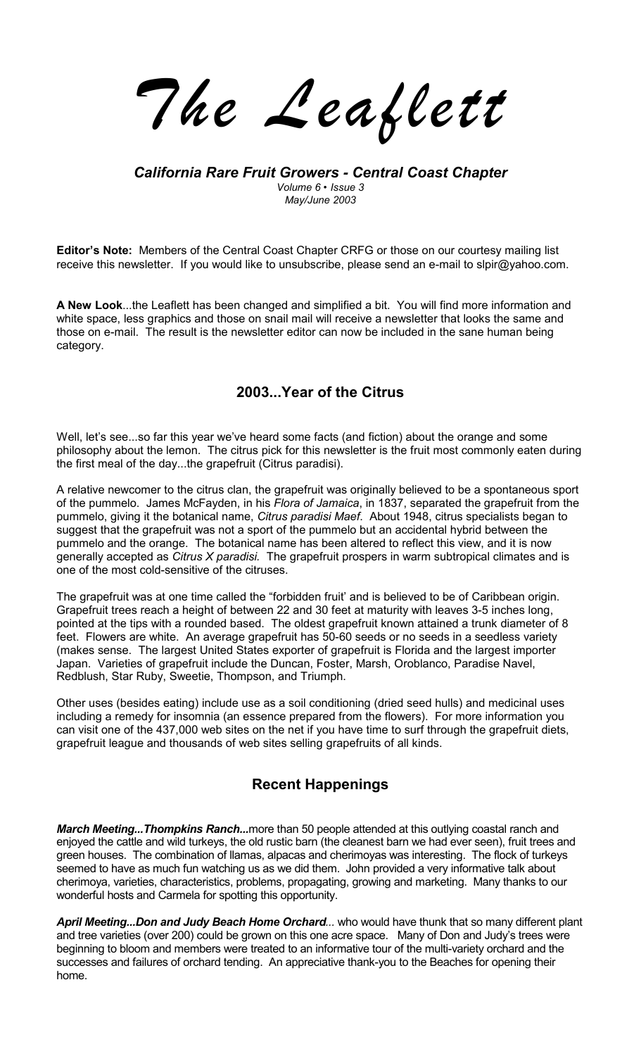# The Leaflett

***California Rare Fruit Growers - Central Coast Chapter***

*Volume 6 • Issue 3*
*May/June 2003*

**Editor's Note:** Members of the Central Coast Chapter CRFG or those on our courtesy mailing list receive this newsletter. If you would like to unsubscribe, please send an e-mail to slpir@yahoo.com.

**A New Look**...the Leaflett has been changed and simplified a bit. You will find more information and white space, less graphics and those on snail mail will receive a newsletter that looks the same and those on e-mail. The result is the newsletter editor can now be included in the sane human being category.

## 2003...Year of the Citrus

Well, let's see...so far this year we've heard some facts (and fiction) about the orange and some philosophy about the lemon. The citrus pick for this newsletter is the fruit most commonly eaten during the first meal of the day...the grapefruit (Citrus paradisi).

A relative newcomer to the citrus clan, the grapefruit was originally believed to be a spontaneous sport of the pummelo. James McFayden, in his *Flora of Jamaica*, in 1837, separated the grapefruit from the pummelo, giving it the botanical name, *Citrus paradisi Maef*. About 1948, citrus specialists began to suggest that the grapefruit was not a sport of the pummelo but an accidental hybrid between the pummelo and the orange. The botanical name has been altered to reflect this view, and it is now generally accepted as *Citrus X paradisi.* The grapefruit prospers in warm subtropical climates and is one of the most cold-sensitive of the citruses.

The grapefruit was at one time called the "forbidden fruit' and is believed to be of Caribbean origin. Grapefruit trees reach a height of between 22 and 30 feet at maturity with leaves 3-5 inches long, pointed at the tips with a rounded based. The oldest grapefruit known attained a trunk diameter of 8 feet. Flowers are white. An average grapefruit has 50-60 seeds or no seeds in a seedless variety (makes sense. The largest United States exporter of grapefruit is Florida and the largest importer Japan. Varieties of grapefruit include the Duncan, Foster, Marsh, Oroblanco, Paradise Navel, Redblush, Star Ruby, Sweetie, Thompson, and Triumph.

Other uses (besides eating) include use as a soil conditioning (dried seed hulls) and medicinal uses including a remedy for insomnia (an essence prepared from the flowers). For more information you can visit one of the 437,000 web sites on the net if you have time to surf through the grapefruit diets, grapefruit league and thousands of web sites selling grapefruits of all kinds.

## Recent Happenings

***March Meeting...Thompkins Ranch...*** more than 50 people attended at this outlying coastal ranch and enjoyed the cattle and wild turkeys, the old rustic barn (the cleanest barn we had ever seen), fruit trees and green houses. The combination of llamas, alpacas and cherimoyas was interesting. The flock of turkeys seemed to have as much fun watching us as we did them. John provided a very informative talk about cherimoya, varieties, characteristics, problems, propagating, growing and marketing. Many thanks to our wonderful hosts and Carmela for spotting this opportunity.

***April Meeting...Don and Judy Beach Home Orchard***... who would have thunk that so many different plant and tree varieties (over 200) could be grown on this one acre space. Many of Don and Judy's trees were beginning to bloom and members were treated to an informative tour of the multi-variety orchard and the successes and failures of orchard tending. An appreciative thank-you to the Beaches for opening their home.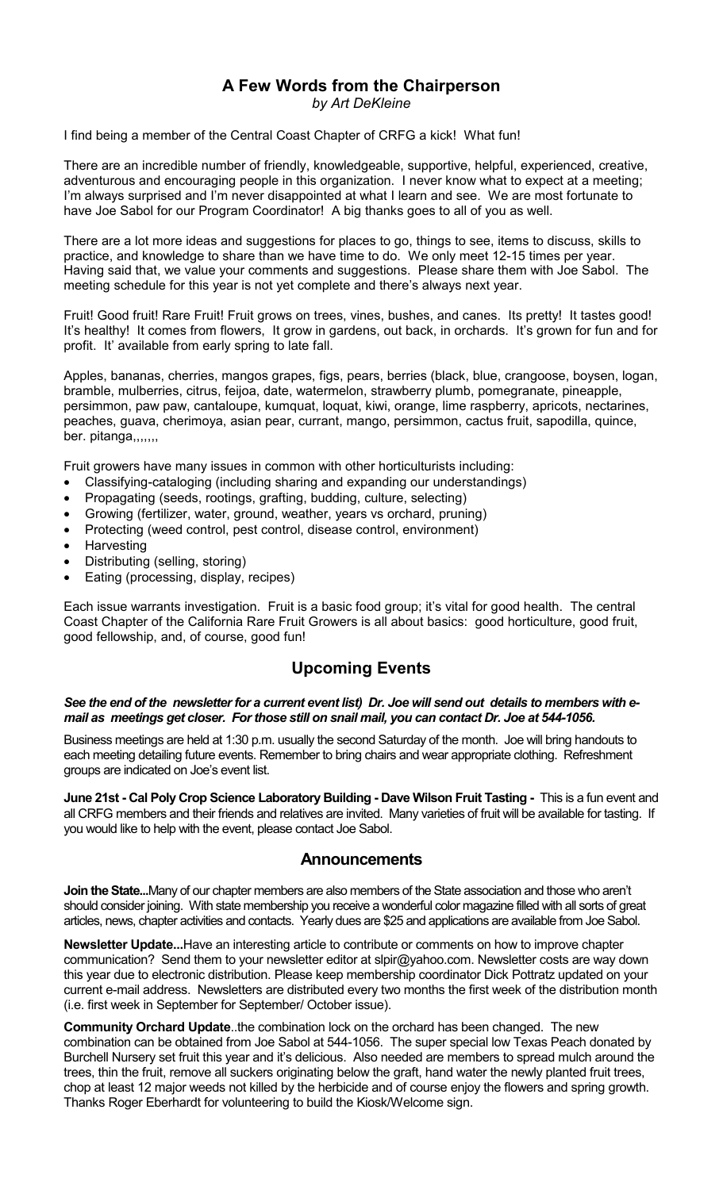## A Few Words from the Chairperson

*by Art DeKleine*

I find being a member of the Central Coast Chapter of CRFG a kick! What fun!

There are an incredible number of friendly, knowledgeable, supportive, helpful, experienced, creative, adventurous and encouraging people in this organization. I never know what to expect at a meeting; I'm always surprised and I'm never disappointed at what I learn and see. We are most fortunate to have Joe Sabol for our Program Coordinator! A big thanks goes to all of you as well.

There are a lot more ideas and suggestions for places to go, things to see, items to discuss, skills to practice, and knowledge to share than we have time to do. We only meet 12-15 times per year. Having said that, we value your comments and suggestions. Please share them with Joe Sabol. The meeting schedule for this year is not yet complete and there's always next year.

Fruit! Good fruit! Rare Fruit! Fruit grows on trees, vines, bushes, and canes. Its pretty! It tastes good! It's healthy! It comes from flowers, It grow in gardens, out back, in orchards. It's grown for fun and for profit. It' available from early spring to late fall.

Apples, bananas, cherries, mangos grapes, figs, pears, berries (black, blue, crangoose, boysen, logan, bramble, mulberries, citrus, feijoa, date, watermelon, strawberry plumb, pomegranate, pineapple, persimmon, paw paw, cantaloupe, kumquat, loquat, kiwi, orange, lime raspberry, apricots, nectarines, peaches, guava, cherimoya, asian pear, currant, mango, persimmon, cactus fruit, sapodilla, quince, ber. pitanga,,,,,,,

Fruit growers have many issues in common with other horticulturists including:

- Classifying-cataloging (including sharing and expanding our understandings)
- Propagating (seeds, rootings, grafting, budding, culture, selecting)
- Growing (fertilizer, water, ground, weather, years vs orchard, pruning)
- Protecting (weed control, pest control, disease control, environment)
- Harvesting
- Distributing (selling, storing)
- Eating (processing, display, recipes)

Each issue warrants investigation. Fruit is a basic food group; it's vital for good health. The central Coast Chapter of the California Rare Fruit Growers is all about basics: good horticulture, good fruit, good fellowship, and, of course, good fun!

## Upcoming Events

***See the end of the newsletter for a current event list) Dr. Joe will send out details to members with e-mail as meetings get closer. For those still on snail mail, you can contact Dr. Joe at 544-1056.***

Business meetings are held at 1:30 p.m. usually the second Saturday of the month. Joe will bring handouts to each meeting detailing future events. Remember to bring chairs and wear appropriate clothing. Refreshment groups are indicated on Joe's event list.

**June 21st - Cal Poly Crop Science Laboratory Building - Dave Wilson Fruit Tasting -** This is a fun event and all CRFG members and their friends and relatives are invited. Many varieties of fruit will be available for tasting. If you would like to help with the event, please contact Joe Sabol.

## Announcements

**Join the State...**Many of our chapter members are also members of the State association and those who aren't should consider joining. With state membership you receive a wonderful color magazine filled with all sorts of great articles, news, chapter activities and contacts. Yearly dues are $25 and applications are available from Joe Sabol.

**Newsletter Update...**Have an interesting article to contribute or comments on how to improve chapter communication? Send them to your newsletter editor at slpir@yahoo.com. Newsletter costs are way down this year due to electronic distribution. Please keep membership coordinator Dick Pottratz updated on your current e-mail address. Newsletters are distributed every two months the first week of the distribution month (i.e. first week in September for September/ October issue).

**Community Orchard Update**..the combination lock on the orchard has been changed. The new combination can be obtained from Joe Sabol at 544-1056. The super special low Texas Peach donated by Burchell Nursery set fruit this year and it's delicious. Also needed are members to spread mulch around the trees, thin the fruit, remove all suckers originating below the graft, hand water the newly planted fruit trees, chop at least 12 major weeds not killed by the herbicide and of course enjoy the flowers and spring growth. Thanks Roger Eberhardt for volunteering to build the Kiosk/Welcome sign.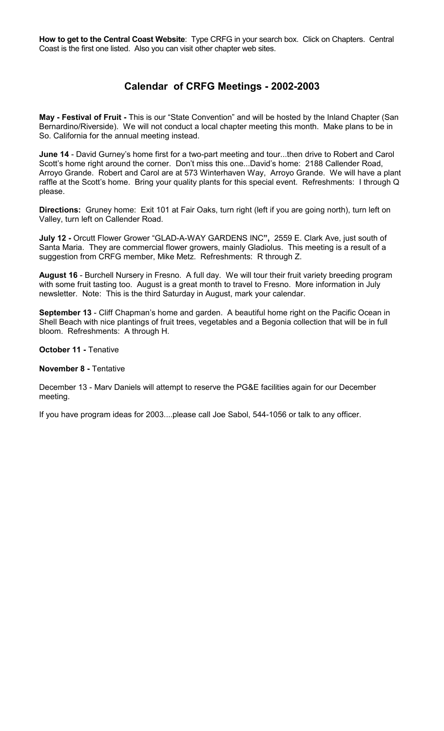**How to get to the Central Coast Website**: Type CRFG in your search box. Click on Chapters. Central Coast is the first one listed. Also you can visit other chapter web sites.

## Calendar of CRFG Meetings - 2002-2003

**May - Festival of Fruit -** This is our "State Convention" and will be hosted by the Inland Chapter (San Bernardino/Riverside). We will not conduct a local chapter meeting this month. Make plans to be in So. California for the annual meeting instead.

**June 14** - David Gurney's home first for a two-part meeting and tour...then drive to Robert and Carol Scott's home right around the corner. Don't miss this one...David's home: 2188 Callender Road, Arroyo Grande. Robert and Carol are at 573 Winterhaven Way, Arroyo Grande. We will have a plant raffle at the Scott's home. Bring your quality plants for this special event. Refreshments: I through Q please.

**Directions:** Gruney home: Exit 101 at Fair Oaks, turn right (left if you are going north), turn left on Valley, turn left on Callender Road.

**July 12 -** Orcutt Flower Grower "GLAD-A-WAY GARDENS INC**",** 2559 E. Clark Ave, just south of Santa Maria. They are commercial flower growers, mainly Gladiolus. This meeting is a result of a suggestion from CRFG member, Mike Metz. Refreshments: R through Z.

**August 16** - Burchell Nursery in Fresno. A full day. We will tour their fruit variety breeding program with some fruit tasting too. August is a great month to travel to Fresno. More information in July newsletter. Note: This is the third Saturday in August, mark your calendar.

**September 13** - Cliff Chapman's home and garden. A beautiful home right on the Pacific Ocean in Shell Beach with nice plantings of fruit trees, vegetables and a Begonia collection that will be in full bloom. Refreshments: A through H.

**October 11 -** Tenative

**November 8 -** Tentative

December 13 - Marv Daniels will attempt to reserve the PG&E facilities again for our December meeting.

If you have program ideas for 2003....please call Joe Sabol, 544-1056 or talk to any officer.